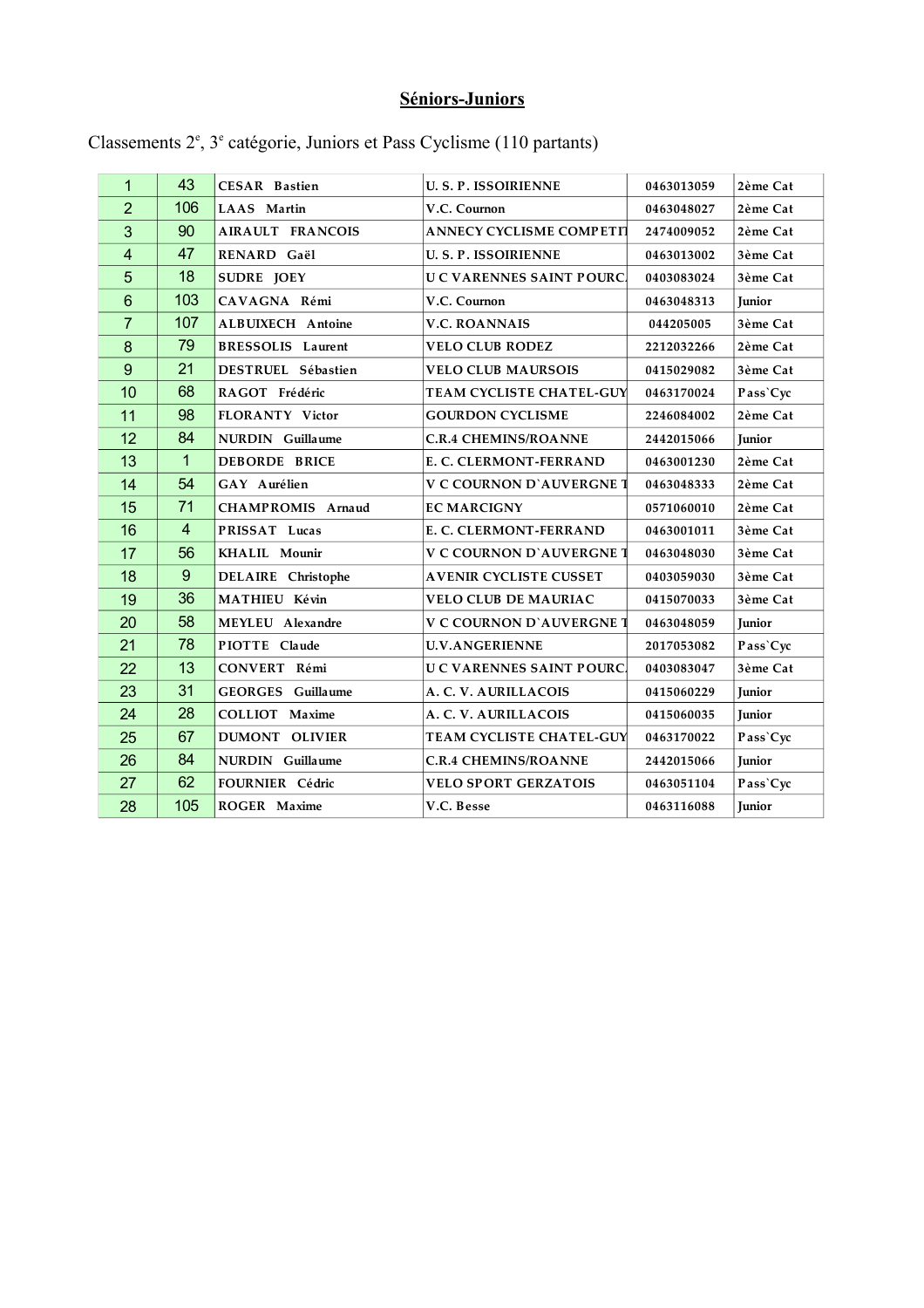## Séniors-Juniors

Classements 2e, 3e catégorie, Juniors et Pass Cyclisme (110 partants)

| | | | | | |
|---|---|---|---|---|---|
| 1 | 43 | CESAR Bastien | U. S. P. ISSOIRIENNE | 0463013059 | 2ème Cat |
| 2 | 106 | LAAS Martin | V.C. Cournon | 0463048027 | 2ème Cat |
| 3 | 90 | AIRAULT FRANCOIS | ANNECY CYCLISME COMPETIT | 2474009052 | 2ème Cat |
| 4 | 47 | RENARD Gaël | U. S. P. ISSOIRIENNE | 0463013002 | 3ème Cat |
| 5 | 18 | SUDRE JOEY | U C VARENNES SAINT POURC | 0403083024 | 3ème Cat |
| 6 | 103 | CAVAGNA Rémi | V.C. Cournon | 0463048313 | Junior |
| 7 | 107 | ALBUIXECH Antoine | V.C. ROANNAIS | 044205005 | 3ème Cat |
| 8 | 79 | BRESSOLIS Laurent | VELO CLUB RODEZ | 2212032266 | 2ème Cat |
| 9 | 21 | DESTRUEL Sébastien | VELO CLUB MAURSOIS | 0415029082 | 3ème Cat |
| 10 | 68 | RAGOT Frédéric | TEAM CYCLISTE CHATEL-GUY | 0463170024 | Pass`Cyc |
| 11 | 98 | FLORANTY Victor | GOURDON CYCLISME | 2246084002 | 2ème Cat |
| 12 | 84 | NURDIN Guillaume | C.R.4 CHEMINS/ROANNE | 2442015066 | Junior |
| 13 | 1 | DEBORDE BRICE | E. C. CLERMONT-FERRAND | 0463001230 | 2ème Cat |
| 14 | 54 | GAY Aurélien | V C COURNON D`AUVERGNE T | 0463048333 | 2ème Cat |
| 15 | 71 | CHAMPROMIS Arnaud | EC MARCIGNY | 0571060010 | 2ème Cat |
| 16 | 4 | PRISSAT Lucas | E. C. CLERMONT-FERRAND | 0463001011 | 3ème Cat |
| 17 | 56 | KHALIL Mounir | V C COURNON D`AUVERGNE T | 0463048030 | 3ème Cat |
| 18 | 9 | DELAIRE Christophe | AVENIR CYCLISTE CUSSET | 0403059030 | 3ème Cat |
| 19 | 36 | MATHIEU Kévin | VELO CLUB DE MAURIAC | 0415070033 | 3ème Cat |
| 20 | 58 | MEYLEU Alexandre | V C COURNON D`AUVERGNE T | 0463048059 | Junior |
| 21 | 78 | PIOTTE Claude | U.V.ANGERIENNE | 2017053082 | Pass`Cyc |
| 22 | 13 | CONVERT Rémi | U C VARENNES SAINT POURC | 0403083047 | 3ème Cat |
| 23 | 31 | GEORGES Guillaume | A. C. V. AURILLACOIS | 0415060229 | Junior |
| 24 | 28 | COLLIOT Maxime | A. C. V. AURILLACOIS | 0415060035 | Junior |
| 25 | 67 | DUMONT OLIVIER | TEAM CYCLISTE CHATEL-GUY | 0463170022 | Pass`Cyc |
| 26 | 84 | NURDIN Guillaume | C.R.4 CHEMINS/ROANNE | 2442015066 | Junior |
| 27 | 62 | FOURNIER Cédric | VELO SPORT GERZATOIS | 0463051104 | Pass`Cyc |
| 28 | 105 | ROGER Maxime | V.C. Besse | 0463116088 | Junior |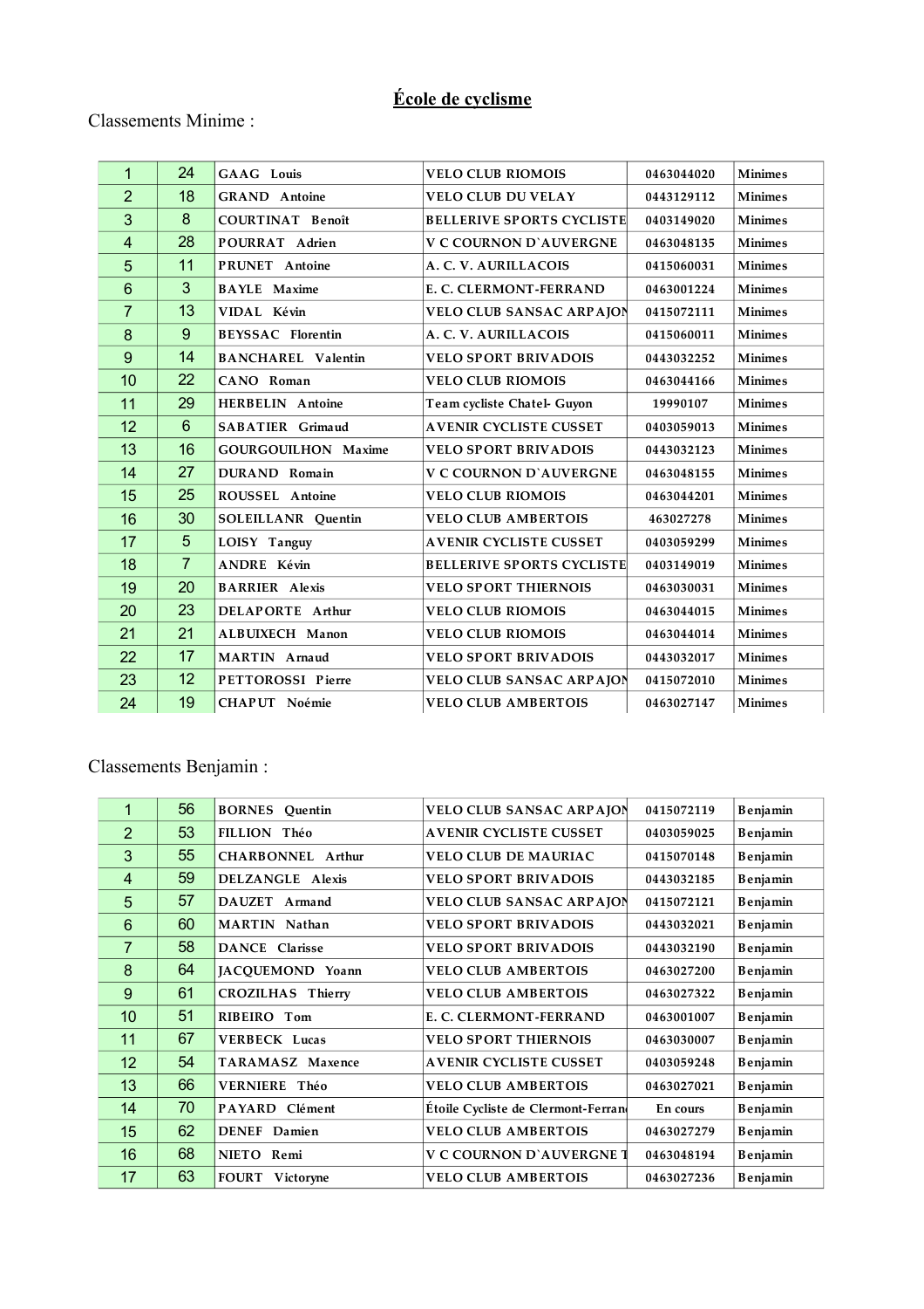# École de cyclisme

Classements Minime :

| | | | | | |
|---|---|---|---|---|---|
| 1 | 24 | GAAG Louis | VELO CLUB RIOMOIS | 0463044020 | Minimes |
| 2 | 18 | GRAND Antoine | VELO CLUB DU VELAY | 0443129112 | Minimes |
| 3 | 8 | COURTINAT Benoît | BELLERIVE SPORTS CYCLISTE | 0403149020 | Minimes |
| 4 | 28 | POURRAT Adrien | V C COURNON D`AUVERGNE | 0463048135 | Minimes |
| 5 | 11 | PRUNET Antoine | A. C. V. AURILLACOIS | 0415060031 | Minimes |
| 6 | 3 | BAYLE Maxime | E. C. CLERMONT-FERRAND | 0463001224 | Minimes |
| 7 | 13 | VIDAL Kévin | VELO CLUB SANSAC ARPAJON | 0415072111 | Minimes |
| 8 | 9 | BEYSSAC Florentin | A. C. V. AURILLACOIS | 0415060011 | Minimes |
| 9 | 14 | BANCHAREL Valentin | VELO SPORT BRIVADOIS | 0443032252 | Minimes |
| 10 | 22 | CANO Roman | VELO CLUB RIOMOIS | 0463044166 | Minimes |
| 11 | 29 | HERBELIN Antoine | Team cycliste Chatel- Guyon | 19990107 | Minimes |
| 12 | 6 | SABATIER Grimaud | AVENIR CYCLISTE CUSSET | 0403059013 | Minimes |
| 13 | 16 | GOURGOUILHON Maxime | VELO SPORT BRIVADOIS | 0443032123 | Minimes |
| 14 | 27 | DURAND Romain | V C COURNON D`AUVERGNE | 0463048155 | Minimes |
| 15 | 25 | ROUSSEL Antoine | VELO CLUB RIOMOIS | 0463044201 | Minimes |
| 16 | 30 | SOLEILLANR Quentin | VELO CLUB AMBERTOIS | 463027278 | Minimes |
| 17 | 5 | LOISY Tanguy | AVENIR CYCLISTE CUSSET | 0403059299 | Minimes |
| 18 | 7 | ANDRE Kévin | BELLERIVE SPORTS CYCLISTE | 0403149019 | Minimes |
| 19 | 20 | BARRIER Alexis | VELO SPORT THIERNOIS | 0463030031 | Minimes |
| 20 | 23 | DELAPORTE Arthur | VELO CLUB RIOMOIS | 0463044015 | Minimes |
| 21 | 21 | ALBUIXECH Manon | VELO CLUB RIOMOIS | 0463044014 | Minimes |
| 22 | 17 | MARTIN Arnaud | VELO SPORT BRIVADOIS | 0443032017 | Minimes |
| 23 | 12 | PETTOROSSI Pierre | VELO CLUB SANSAC ARPAJON | 0415072010 | Minimes |
| 24 | 19 | CHAPUT Noémie | VELO CLUB AMBERTOIS | 0463027147 | Minimes |

Classements Benjamin :

| | | | | | |
|---|---|---|---|---|---|
| 1 | 56 | BORNES Quentin | VELO CLUB SANSAC ARPAJON | 0415072119 | Benjamin |
| 2 | 53 | FILLION Théo | AVENIR CYCLISTE CUSSET | 0403059025 | Benjamin |
| 3 | 55 | CHARBONNEL Arthur | VELO CLUB DE MAURIAC | 0415070148 | Benjamin |
| 4 | 59 | DELZANGLE Alexis | VELO SPORT BRIVADOIS | 0443032185 | Benjamin |
| 5 | 57 | DAUZET Armand | VELO CLUB SANSAC ARPAJON | 0415072121 | Benjamin |
| 6 | 60 | MARTIN Nathan | VELO SPORT BRIVADOIS | 0443032021 | Benjamin |
| 7 | 58 | DANCE Clarisse | VELO SPORT BRIVADOIS | 0443032190 | Benjamin |
| 8 | 64 | JACQUEMOND Yoann | VELO CLUB AMBERTOIS | 0463027200 | Benjamin |
| 9 | 61 | CROZILHAS Thierry | VELO CLUB AMBERTOIS | 0463027322 | Benjamin |
| 10 | 51 | RIBEIRO Tom | E. C. CLERMONT-FERRAND | 0463001007 | Benjamin |
| 11 | 67 | VERBECK Lucas | VELO SPORT THIERNOIS | 0463030007 | Benjamin |
| 12 | 54 | TARAMASZ Maxence | AVENIR CYCLISTE CUSSET | 0403059248 | Benjamin |
| 13 | 66 | VERNIERE Théo | VELO CLUB AMBERTOIS | 0463027021 | Benjamin |
| 14 | 70 | PAYARD Clément | Étoile Cycliste de Clermont-Ferrand | En cours | Benjamin |
| 15 | 62 | DENEF Damien | VELO CLUB AMBERTOIS | 0463027279 | Benjamin |
| 16 | 68 | NIETO Remi | V C COURNON D`AUVERGNE T | 0463048194 | Benjamin |
| 17 | 63 | FOURT Victoryne | VELO CLUB AMBERTOIS | 0463027236 | Benjamin |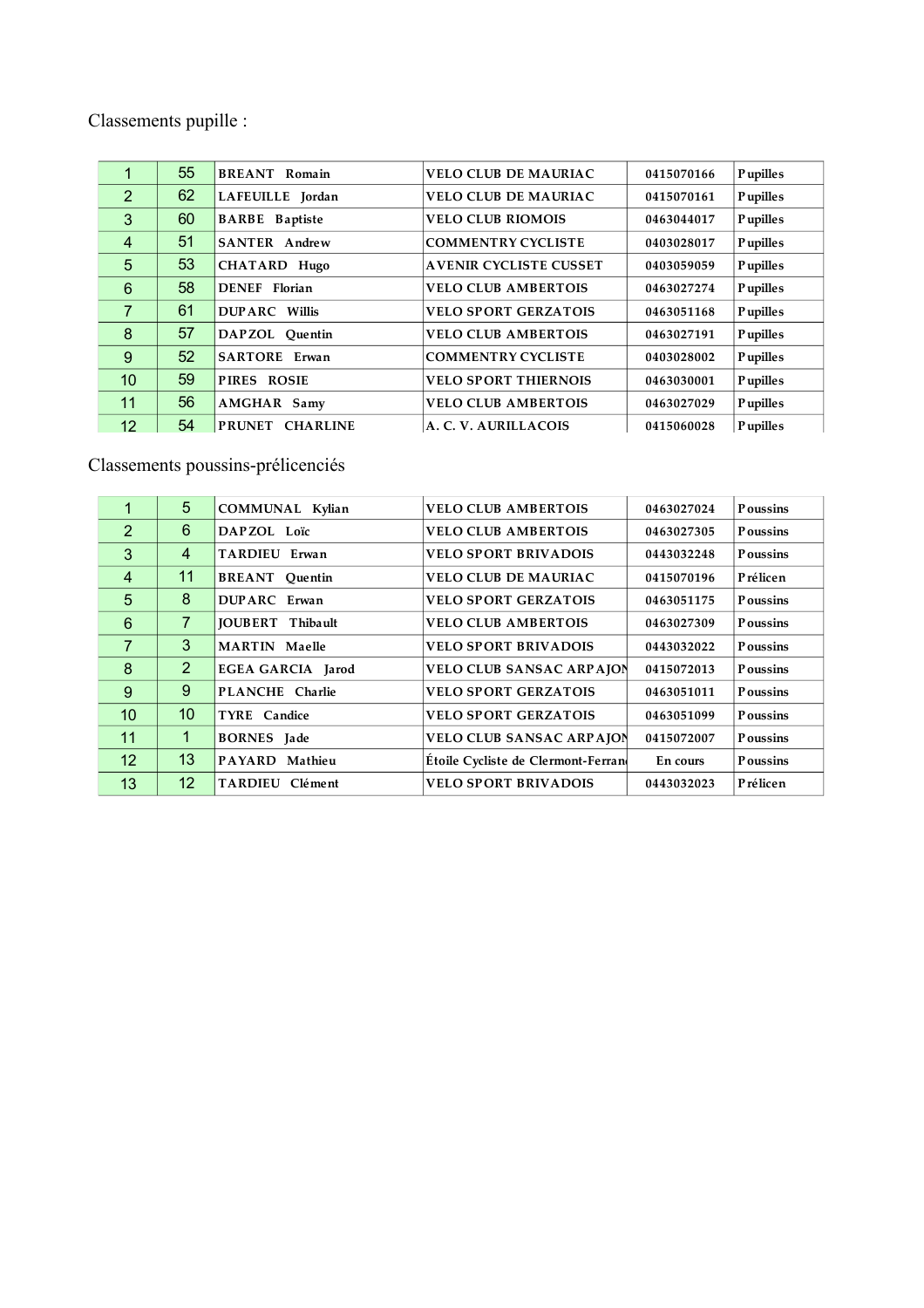Classements pupille :

| | | | | | |
|---|---|---|---|---|---|
| 1 | 55 | BREANT Romain | VELO CLUB DE MAURIAC | 0415070166 | Pupilles |
| 2 | 62 | LAFEUILLE Jordan | VELO CLUB DE MAURIAC | 0415070161 | Pupilles |
| 3 | 60 | BARBE Baptiste | VELO CLUB RIOMOIS | 0463044017 | Pupilles |
| 4 | 51 | SANTER Andrew | COMMENTRY CYCLISTE | 0403028017 | Pupilles |
| 5 | 53 | CHATARD Hugo | AVENIR CYCLISTE CUSSET | 0403059059 | Pupilles |
| 6 | 58 | DENEF Florian | VELO CLUB AMBERTOIS | 0463027274 | Pupilles |
| 7 | 61 | DUPARC Willis | VELO SPORT GERZATOIS | 0463051168 | Pupilles |
| 8 | 57 | DAPZOL Quentin | VELO CLUB AMBERTOIS | 0463027191 | Pupilles |
| 9 | 52 | SARTORE Erwan | COMMENTRY CYCLISTE | 0403028002 | Pupilles |
| 10 | 59 | PIRES ROSIE | VELO SPORT THIERNOIS | 0463030001 | Pupilles |
| 11 | 56 | AMGHAR Samy | VELO CLUB AMBERTOIS | 0463027029 | Pupilles |
| 12 | 54 | PRUNET CHARLINE | A. C. V. AURILLACOIS | 0415060028 | Pupilles |

Classements poussins-prélicenciés

| | | | | | |
|---|---|---|---|---|---|
| 1 | 5 | COMMUNAL Kylian | VELO CLUB AMBERTOIS | 0463027024 | Poussins |
| 2 | 6 | DAPZOL Loïc | VELO CLUB AMBERTOIS | 0463027305 | Poussins |
| 3 | 4 | TARDIEU Erwan | VELO SPORT BRIVADOIS | 0443032248 | Poussins |
| 4 | 11 | BREANT Quentin | VELO CLUB DE MAURIAC | 0415070196 | Prélicen |
| 5 | 8 | DUPARC Erwan | VELO SPORT GERZATOIS | 0463051175 | Poussins |
| 6 | 7 | JOUBERT Thibault | VELO CLUB AMBERTOIS | 0463027309 | Poussins |
| 7 | 3 | MARTIN Maelle | VELO SPORT BRIVADOIS | 0443032022 | Poussins |
| 8 | 2 | EGEA GARCIA Jarod | VELO CLUB SANSAC ARPAJON | 0415072013 | Poussins |
| 9 | 9 | PLANCHE Charlie | VELO SPORT GERZATOIS | 0463051011 | Poussins |
| 10 | 10 | TYRE Candice | VELO SPORT GERZATOIS | 0463051099 | Poussins |
| 11 | 1 | BORNES Jade | VELO CLUB SANSAC ARPAJON | 0415072007 | Poussins |
| 12 | 13 | PAYARD Mathieu | Étoile Cycliste de Clermont-Ferrand | En cours | Poussins |
| 13 | 12 | TARDIEU Clément | VELO SPORT BRIVADOIS | 0443032023 | Prélicen |